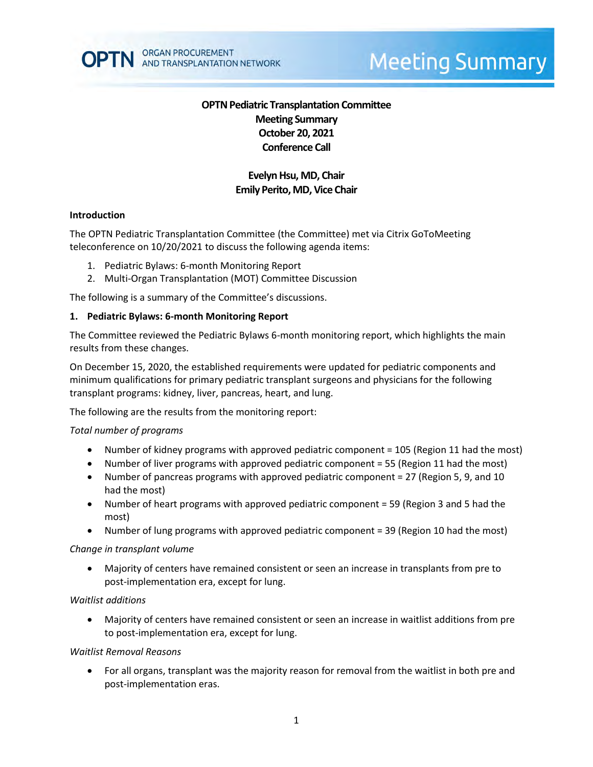# OPTN Pediatric Transplantation Committee
## Meeting Summary
## October 20, 2021
## Conference Call

**Evelyn Hsu, MD, Chair**
**Emily Perito, MD, Vice Chair**

### Introduction

The OPTN Pediatric Transplantation Committee (the Committee) met via Citrix GoToMeeting teleconference on 10/20/2021 to discuss the following agenda items:

1. Pediatric Bylaws: 6-month Monitoring Report
2. Multi-Organ Transplantation (MOT) Committee Discussion

The following is a summary of the Committee's discussions.

### 1. Pediatric Bylaws: 6-month Monitoring Report

The Committee reviewed the Pediatric Bylaws 6-month monitoring report, which highlights the main results from these changes.

On December 15, 2020, the established requirements were updated for pediatric components and minimum qualifications for primary pediatric transplant surgeons and physicians for the following transplant programs: kidney, liver, pancreas, heart, and lung.

The following are the results from the monitoring report:

*Total number of programs*

- Number of kidney programs with approved pediatric component = 105 (Region 11 had the most)
- Number of liver programs with approved pediatric component = 55 (Region 11 had the most)
- Number of pancreas programs with approved pediatric component = 27 (Region 5, 9, and 10 had the most)
- Number of heart programs with approved pediatric component = 59 (Region 3 and 5 had the most)
- Number of lung programs with approved pediatric component = 39 (Region 10 had the most)

*Change in transplant volume*

- Majority of centers have remained consistent or seen an increase in transplants from pre to post-implementation era, except for lung.

*Waitlist additions*

- Majority of centers have remained consistent or seen an increase in waitlist additions from pre to post-implementation era, except for lung.

*Waitlist Removal Reasons*

- For all organs, transplant was the majority reason for removal from the waitlist in both pre and post-implementation eras.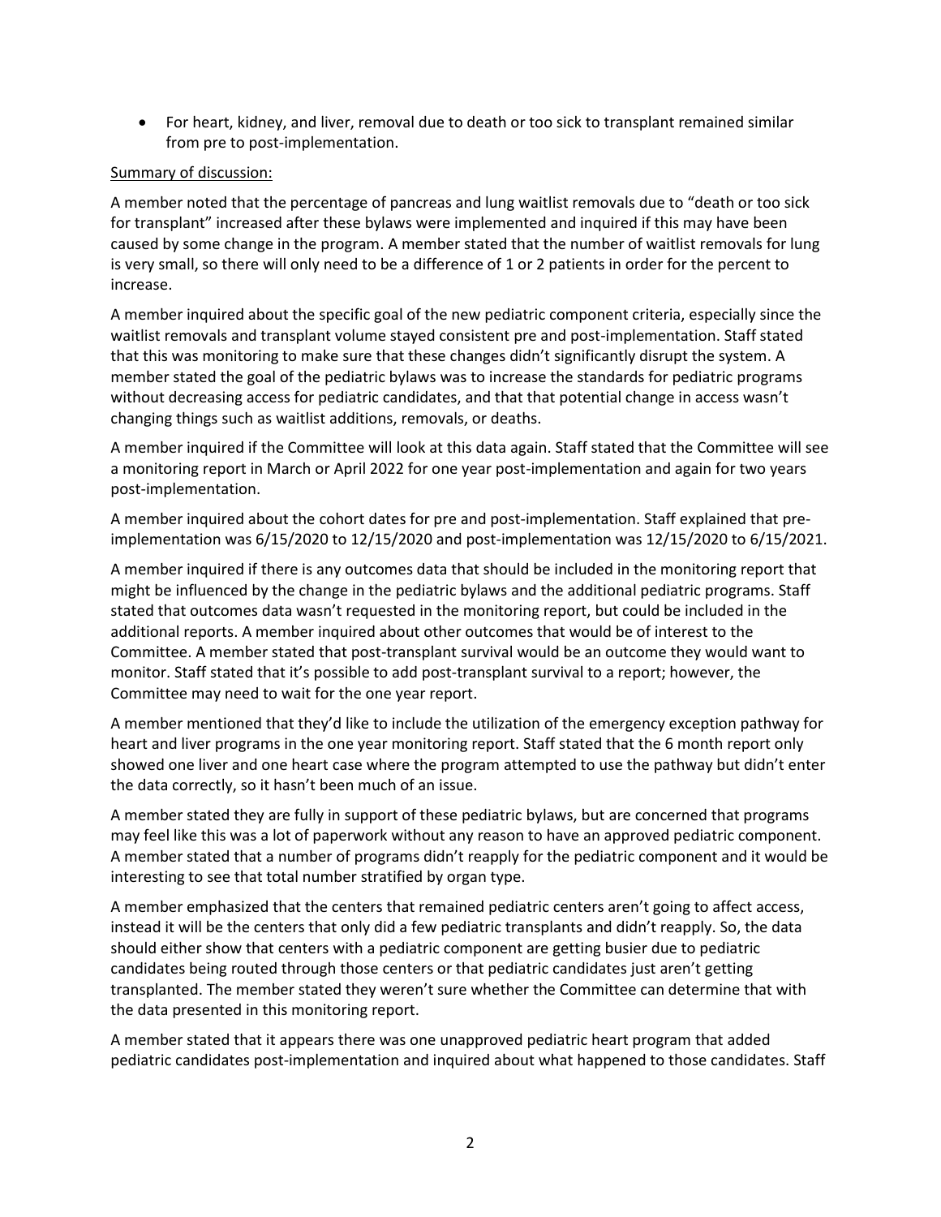- For heart, kidney, and liver, removal due to death or too sick to transplant remained similar from pre to post-implementation.

<u>Summary of discussion:</u>

A member noted that the percentage of pancreas and lung waitlist removals due to "death or too sick for transplant" increased after these bylaws were implemented and inquired if this may have been caused by some change in the program. A member stated that the number of waitlist removals for lung is very small, so there will only need to be a difference of 1 or 2 patients in order for the percent to increase.

A member inquired about the specific goal of the new pediatric component criteria, especially since the waitlist removals and transplant volume stayed consistent pre and post-implementation. Staff stated that this was monitoring to make sure that these changes didn't significantly disrupt the system. A member stated the goal of the pediatric bylaws was to increase the standards for pediatric programs without decreasing access for pediatric candidates, and that that potential change in access wasn't changing things such as waitlist additions, removals, or deaths.

A member inquired if the Committee will look at this data again. Staff stated that the Committee will see a monitoring report in March or April 2022 for one year post-implementation and again for two years post-implementation.

A member inquired about the cohort dates for pre and post-implementation. Staff explained that pre-implementation was 6/15/2020 to 12/15/2020 and post-implementation was 12/15/2020 to 6/15/2021.

A member inquired if there is any outcomes data that should be included in the monitoring report that might be influenced by the change in the pediatric bylaws and the additional pediatric programs. Staff stated that outcomes data wasn't requested in the monitoring report, but could be included in the additional reports. A member inquired about other outcomes that would be of interest to the Committee. A member stated that post-transplant survival would be an outcome they would want to monitor. Staff stated that it's possible to add post-transplant survival to a report; however, the Committee may need to wait for the one year report.

A member mentioned that they'd like to include the utilization of the emergency exception pathway for heart and liver programs in the one year monitoring report. Staff stated that the 6 month report only showed one liver and one heart case where the program attempted to use the pathway but didn't enter the data correctly, so it hasn't been much of an issue.

A member stated they are fully in support of these pediatric bylaws, but are concerned that programs may feel like this was a lot of paperwork without any reason to have an approved pediatric component. A member stated that a number of programs didn't reapply for the pediatric component and it would be interesting to see that total number stratified by organ type.

A member emphasized that the centers that remained pediatric centers aren't going to affect access, instead it will be the centers that only did a few pediatric transplants and didn't reapply. So, the data should either show that centers with a pediatric component are getting busier due to pediatric candidates being routed through those centers or that pediatric candidates just aren't getting transplanted. The member stated they weren't sure whether the Committee can determine that with the data presented in this monitoring report.

A member stated that it appears there was one unapproved pediatric heart program that added pediatric candidates post-implementation and inquired about what happened to those candidates. Staff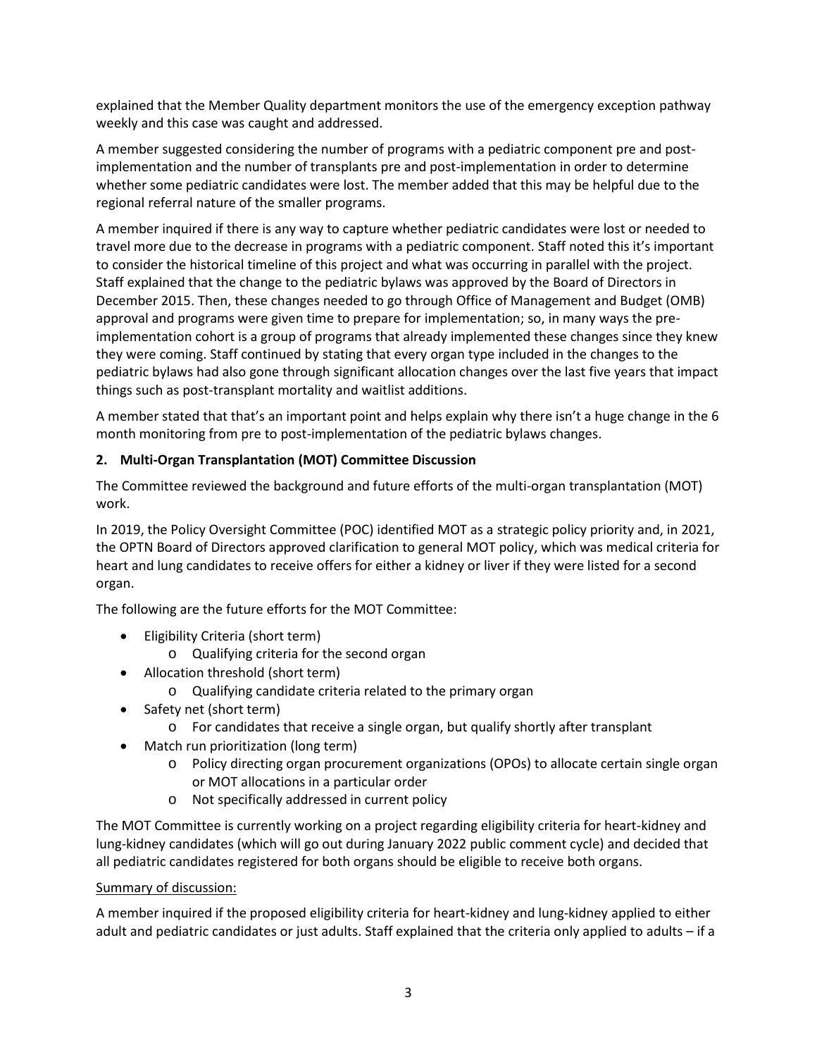explained that the Member Quality department monitors the use of the emergency exception pathway weekly and this case was caught and addressed.

A member suggested considering the number of programs with a pediatric component pre and post-implementation and the number of transplants pre and post-implementation in order to determine whether some pediatric candidates were lost. The member added that this may be helpful due to the regional referral nature of the smaller programs.

A member inquired if there is any way to capture whether pediatric candidates were lost or needed to travel more due to the decrease in programs with a pediatric component. Staff noted this it's important to consider the historical timeline of this project and what was occurring in parallel with the project. Staff explained that the change to the pediatric bylaws was approved by the Board of Directors in December 2015. Then, these changes needed to go through Office of Management and Budget (OMB) approval and programs were given time to prepare for implementation; so, in many ways the pre-implementation cohort is a group of programs that already implemented these changes since they knew they were coming. Staff continued by stating that every organ type included in the changes to the pediatric bylaws had also gone through significant allocation changes over the last five years that impact things such as post-transplant mortality and waitlist additions.

A member stated that that's an important point and helps explain why there isn't a huge change in the 6 month monitoring from pre to post-implementation of the pediatric bylaws changes.

### 2. Multi-Organ Transplantation (MOT) Committee Discussion

The Committee reviewed the background and future efforts of the multi-organ transplantation (MOT) work.

In 2019, the Policy Oversight Committee (POC) identified MOT as a strategic policy priority and, in 2021, the OPTN Board of Directors approved clarification to general MOT policy, which was medical criteria for heart and lung candidates to receive offers for either a kidney or liver if they were listed for a second organ.

The following are the future efforts for the MOT Committee:

- Eligibility Criteria (short term)
  - Qualifying criteria for the second organ
- Allocation threshold (short term)
  - Qualifying candidate criteria related to the primary organ
- Safety net (short term)
  - For candidates that receive a single organ, but qualify shortly after transplant
- Match run prioritization (long term)
  - Policy directing organ procurement organizations (OPOs) to allocate certain single organ or MOT allocations in a particular order
  - Not specifically addressed in current policy

The MOT Committee is currently working on a project regarding eligibility criteria for heart-kidney and lung-kidney candidates (which will go out during January 2022 public comment cycle) and decided that all pediatric candidates registered for both organs should be eligible to receive both organs.

Summary of discussion:

A member inquired if the proposed eligibility criteria for heart-kidney and lung-kidney applied to either adult and pediatric candidates or just adults. Staff explained that the criteria only applied to adults – if a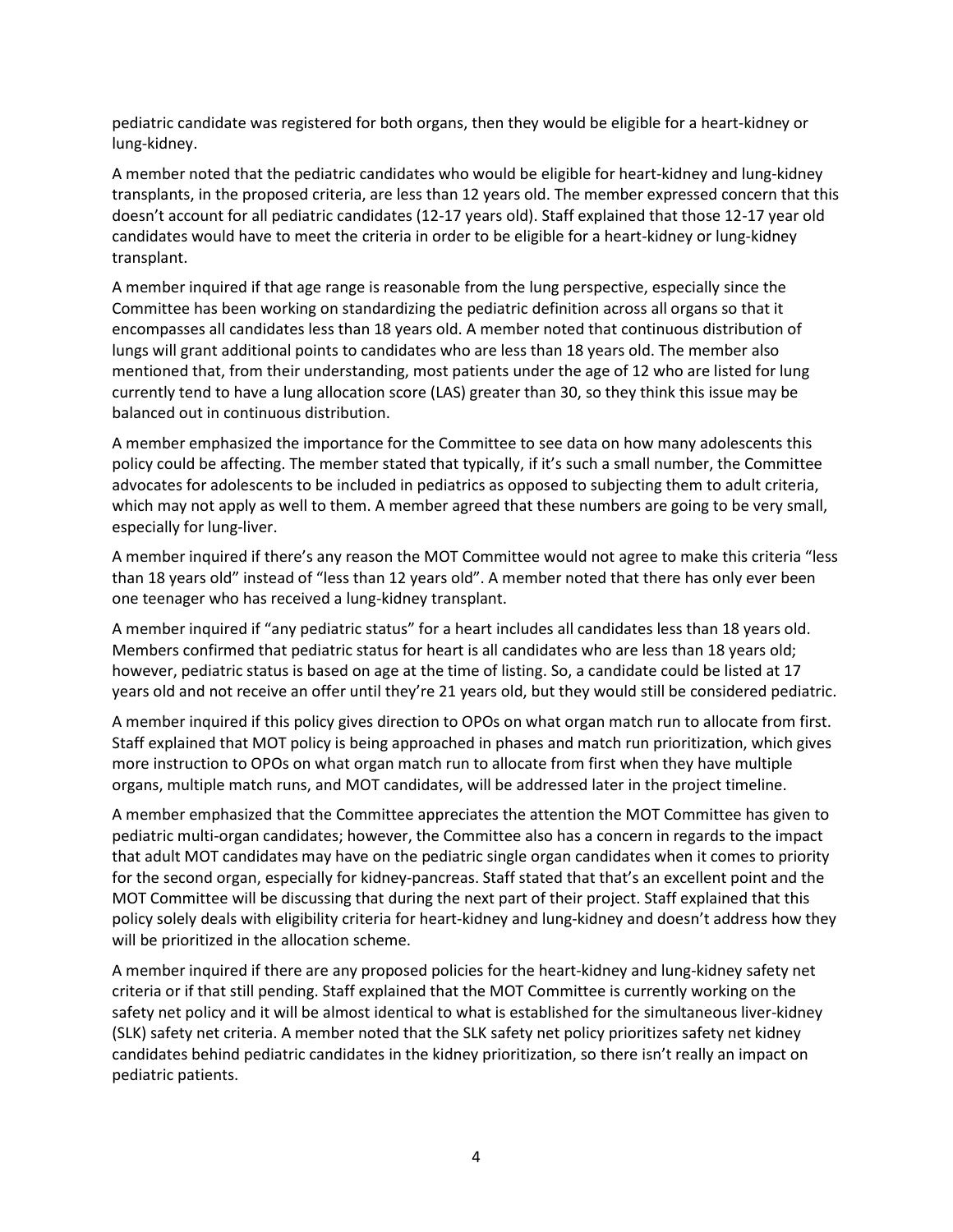pediatric candidate was registered for both organs, then they would be eligible for a heart-kidney or lung-kidney.

A member noted that the pediatric candidates who would be eligible for heart-kidney and lung-kidney transplants, in the proposed criteria, are less than 12 years old. The member expressed concern that this doesn't account for all pediatric candidates (12-17 years old). Staff explained that those 12-17 year old candidates would have to meet the criteria in order to be eligible for a heart-kidney or lung-kidney transplant.

A member inquired if that age range is reasonable from the lung perspective, especially since the Committee has been working on standardizing the pediatric definition across all organs so that it encompasses all candidates less than 18 years old. A member noted that continuous distribution of lungs will grant additional points to candidates who are less than 18 years old. The member also mentioned that, from their understanding, most patients under the age of 12 who are listed for lung currently tend to have a lung allocation score (LAS) greater than 30, so they think this issue may be balanced out in continuous distribution.

A member emphasized the importance for the Committee to see data on how many adolescents this policy could be affecting. The member stated that typically, if it's such a small number, the Committee advocates for adolescents to be included in pediatrics as opposed to subjecting them to adult criteria, which may not apply as well to them. A member agreed that these numbers are going to be very small, especially for lung-liver.

A member inquired if there's any reason the MOT Committee would not agree to make this criteria "less than 18 years old" instead of "less than 12 years old". A member noted that there has only ever been one teenager who has received a lung-kidney transplant.

A member inquired if "any pediatric status" for a heart includes all candidates less than 18 years old. Members confirmed that pediatric status for heart is all candidates who are less than 18 years old; however, pediatric status is based on age at the time of listing. So, a candidate could be listed at 17 years old and not receive an offer until they're 21 years old, but they would still be considered pediatric.

A member inquired if this policy gives direction to OPOs on what organ match run to allocate from first. Staff explained that MOT policy is being approached in phases and match run prioritization, which gives more instruction to OPOs on what organ match run to allocate from first when they have multiple organs, multiple match runs, and MOT candidates, will be addressed later in the project timeline.

A member emphasized that the Committee appreciates the attention the MOT Committee has given to pediatric multi-organ candidates; however, the Committee also has a concern in regards to the impact that adult MOT candidates may have on the pediatric single organ candidates when it comes to priority for the second organ, especially for kidney-pancreas. Staff stated that that's an excellent point and the MOT Committee will be discussing that during the next part of their project. Staff explained that this policy solely deals with eligibility criteria for heart-kidney and lung-kidney and doesn't address how they will be prioritized in the allocation scheme.

A member inquired if there are any proposed policies for the heart-kidney and lung-kidney safety net criteria or if that still pending. Staff explained that the MOT Committee is currently working on the safety net policy and it will be almost identical to what is established for the simultaneous liver-kidney (SLK) safety net criteria. A member noted that the SLK safety net policy prioritizes safety net kidney candidates behind pediatric candidates in the kidney prioritization, so there isn't really an impact on pediatric patients.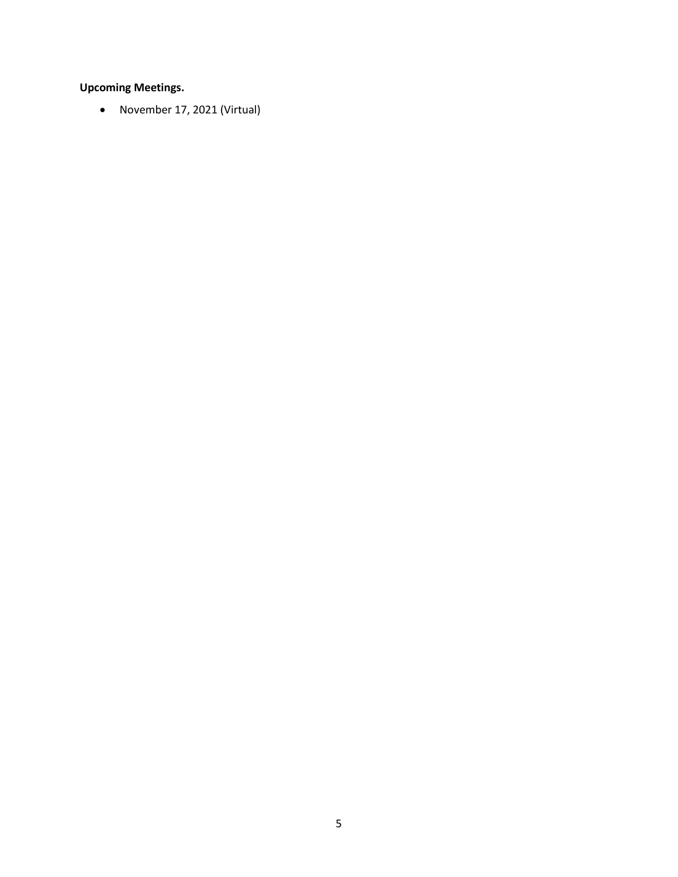**Upcoming Meetings.**

- November 17, 2021 (Virtual)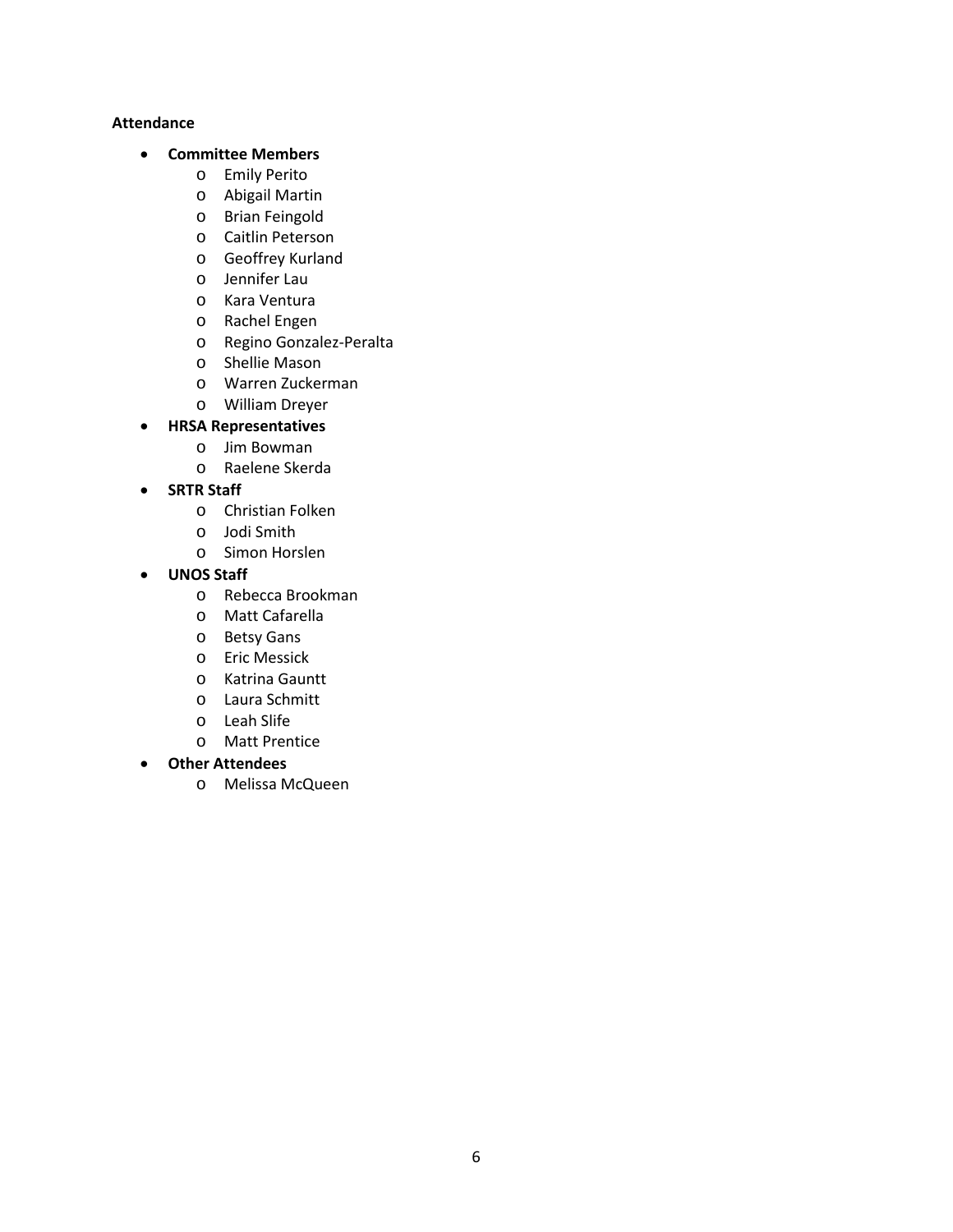**Attendance**

- **Committee Members**
  - Emily Perito
  - Abigail Martin
  - Brian Feingold
  - Caitlin Peterson
  - Geoffrey Kurland
  - Jennifer Lau
  - Kara Ventura
  - Rachel Engen
  - Regino Gonzalez-Peralta
  - Shellie Mason
  - Warren Zuckerman
  - William Dreyer
- **HRSA Representatives**
  - Jim Bowman
  - Raelene Skerda
- **SRTR Staff**
  - Christian Folken
  - Jodi Smith
  - Simon Horslen
- **UNOS Staff**
  - Rebecca Brookman
  - Matt Cafarella
  - Betsy Gans
  - Eric Messick
  - Katrina Gauntt
  - Laura Schmitt
  - Leah Slife
  - Matt Prentice
- **Other Attendees**
  - Melissa McQueen